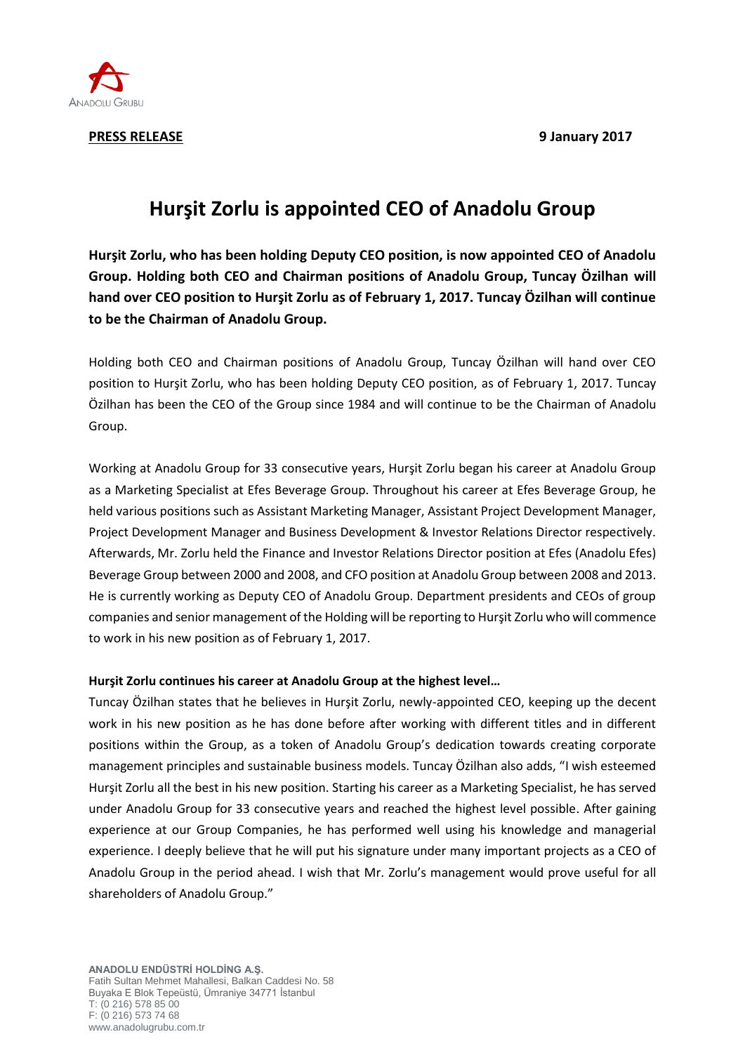**PRESS RELEASE** **9 January 2017**

# Hurşit Zorlu is appointed CEO of Anadolu Group

**Hurşit Zorlu, who has been holding Deputy CEO position, is now appointed CEO of Anadolu Group. Holding both CEO and Chairman positions of Anadolu Group, Tuncay Özilhan will hand over CEO position to Hurşit Zorlu as of February 1, 2017. Tuncay Özilhan will continue to be the Chairman of Anadolu Group.**

Holding both CEO and Chairman positions of Anadolu Group, Tuncay Özilhan will hand over CEO position to Hurşit Zorlu, who has been holding Deputy CEO position, as of February 1, 2017. Tuncay Özilhan has been the CEO of the Group since 1984 and will continue to be the Chairman of Anadolu Group.

Working at Anadolu Group for 33 consecutive years, Hurşit Zorlu began his career at Anadolu Group as a Marketing Specialist at Efes Beverage Group. Throughout his career at Efes Beverage Group, he held various positions such as Assistant Marketing Manager, Assistant Project Development Manager, Project Development Manager and Business Development & Investor Relations Director respectively. Afterwards, Mr. Zorlu held the Finance and Investor Relations Director position at Efes (Anadolu Efes) Beverage Group between 2000 and 2008, and CFO position at Anadolu Group between 2008 and 2013. He is currently working as Deputy CEO of Anadolu Group. Department presidents and CEOs of group companies and senior management of the Holding will be reporting to Hurşit Zorlu who will commence to work in his new position as of February 1, 2017.

**Hurşit Zorlu continues his career at Anadolu Group at the highest level…**

Tuncay Özilhan states that he believes in Hurşit Zorlu, newly-appointed CEO, keeping up the decent work in his new position as he has done before after working with different titles and in different positions within the Group, as a token of Anadolu Group's dedication towards creating corporate management principles and sustainable business models. Tuncay Özilhan also adds, "I wish esteemed Hurşit Zorlu all the best in his new position. Starting his career as a Marketing Specialist, he has served under Anadolu Group for 33 consecutive years and reached the highest level possible. After gaining experience at our Group Companies, he has performed well using his knowledge and managerial experience. I deeply believe that he will put his signature under many important projects as a CEO of Anadolu Group in the period ahead. I wish that Mr. Zorlu's management would prove useful for all shareholders of Anadolu Group."

**ANADOLU ENDÜSTRİ HOLDİNG A.Ş.**
Fatih Sultan Mehmet Mahallesi, Balkan Caddesi No. 58
Buyaka E Blok Tepeüstü, Ümraniye 34771 İstanbul
T: (0 216) 578 85 00
F: (0 216) 573 74 68
www.anadolugrubu.com.tr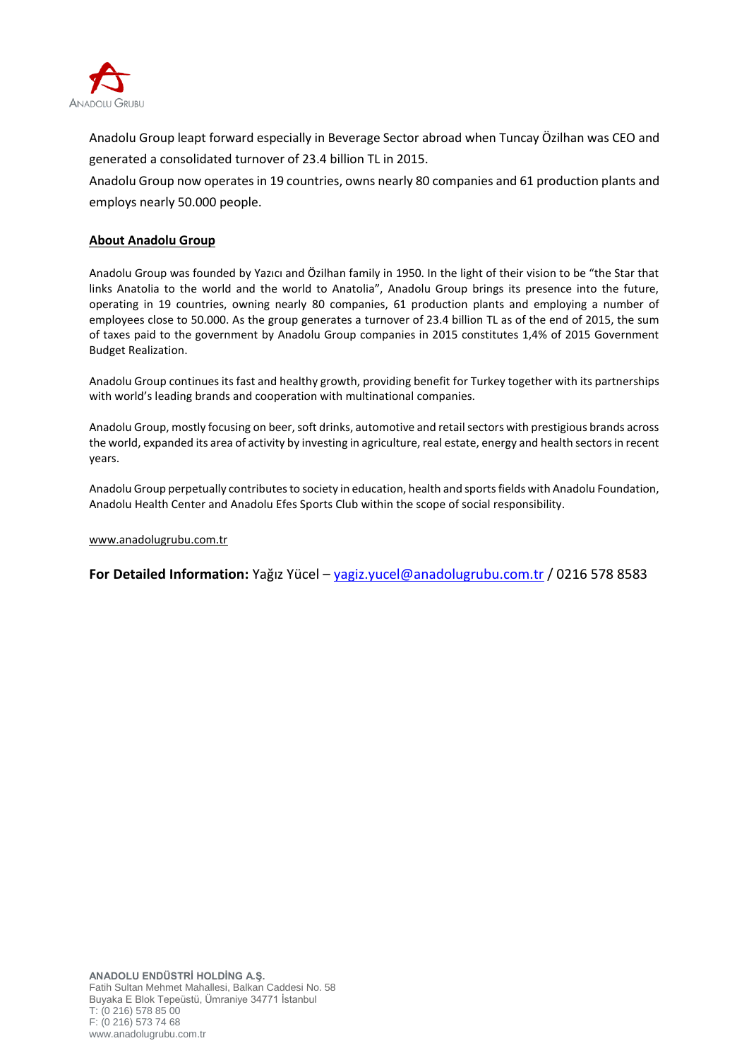Anadolu Group leapt forward especially in Beverage Sector abroad when Tuncay Özilhan was CEO and generated a consolidated turnover of 23.4 billion TL in 2015.

Anadolu Group now operates in 19 countries, owns nearly 80 companies and 61 production plants and employs nearly 50.000 people.

## About Anadolu Group

Anadolu Group was founded by Yazıcı and Özilhan family in 1950. In the light of their vision to be "the Star that links Anatolia to the world and the world to Anatolia", Anadolu Group brings its presence into the future, operating in 19 countries, owning nearly 80 companies, 61 production plants and employing a number of employees close to 50.000. As the group generates a turnover of 23.4 billion TL as of the end of 2015, the sum of taxes paid to the government by Anadolu Group companies in 2015 constitutes 1,4% of 2015 Government Budget Realization.

Anadolu Group continues its fast and healthy growth, providing benefit for Turkey together with its partnerships with world's leading brands and cooperation with multinational companies.

Anadolu Group, mostly focusing on beer, soft drinks, automotive and retail sectors with prestigious brands across the world, expanded its area of activity by investing in agriculture, real estate, energy and health sectors in recent years.

Anadolu Group perpetually contributes to society in education, health and sports fields with Anadolu Foundation, Anadolu Health Center and Anadolu Efes Sports Club within the scope of social responsibility.

www.anadolugrubu.com.tr

**For Detailed Information:** Yağız Yücel – yagiz.yucel@anadolugrubu.com.tr / 0216 578 8583

**ANADOLU ENDÜSTRİ HOLDİNG A.Ş.**
Fatih Sultan Mehmet Mahallesi, Balkan Caddesi No. 58
Buyaka E Blok Tepeüstü, Ümraniye 34771 İstanbul
T: (0 216) 578 85 00
F: (0 216) 573 74 68
www.anadolugrubu.com.tr